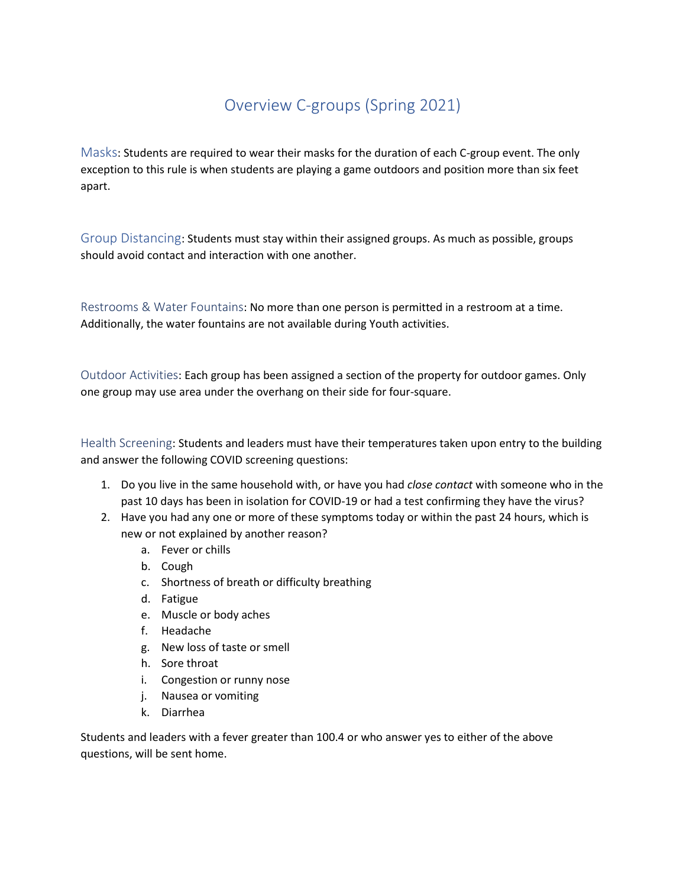# Overview C-groups (Spring 2021)

Masks: Students are required to wear their masks for the duration of each C-group event. The only exception to this rule is when students are playing a game outdoors and position more than six feet apart.

Group Distancing: Students must stay within their assigned groups. As much as possible, groups should avoid contact and interaction with one another.

Restrooms & Water Fountains: No more than one person is permitted in a restroom at a time. Additionally, the water fountains are not available during Youth activities.

Outdoor Activities: Each group has been assigned a section of the property for outdoor games. Only one group may use area under the overhang on their side for four-square.

Health Screening: Students and leaders must have their temperatures taken upon entry to the building and answer the following COVID screening questions:

1. Do you live in the same household with, or have you had *close contact* with someone who in the past 10 days has been in isolation for COVID-19 or had a test confirming they have the virus?
2. Have you had any one or more of these symptoms today or within the past 24 hours, which is new or not explained by another reason?
   a. Fever or chills
   b. Cough
   c. Shortness of breath or difficulty breathing
   d. Fatigue
   e. Muscle or body aches
   f. Headache
   g. New loss of taste or smell
   h. Sore throat
   i. Congestion or runny nose
   j. Nausea or vomiting
   k. Diarrhea

Students and leaders with a fever greater than 100.4 or who answer yes to either of the above questions, will be sent home.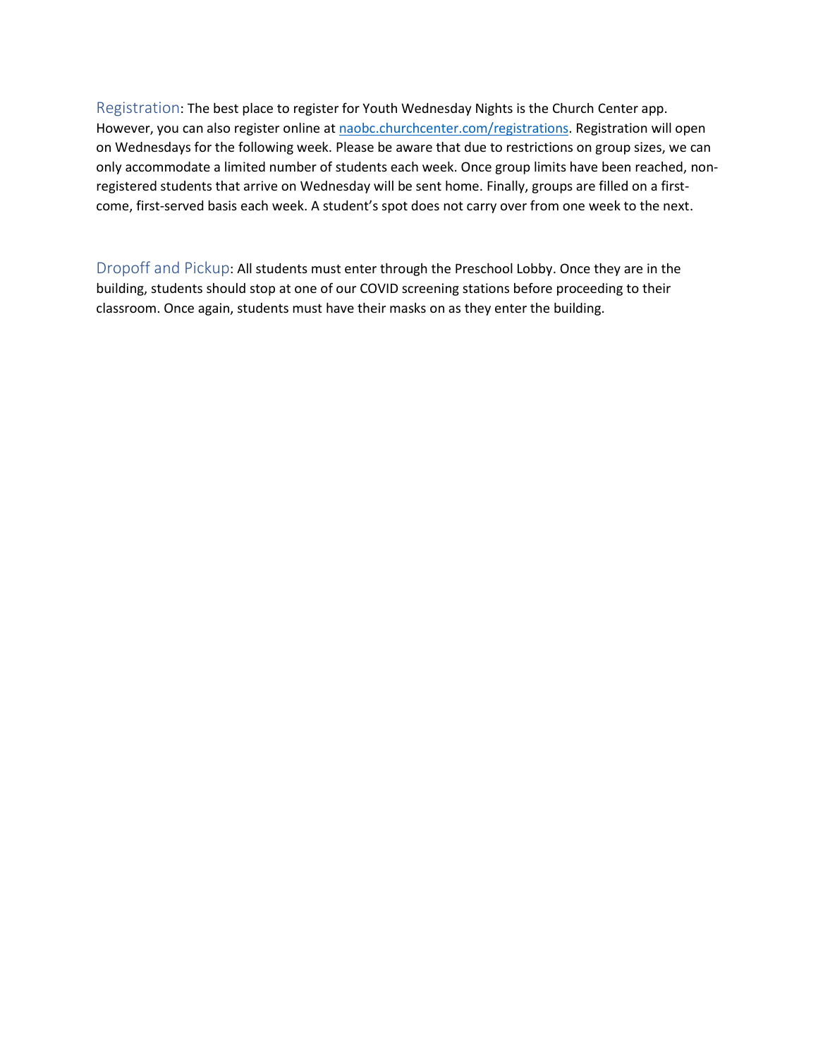Registration: The best place to register for Youth Wednesday Nights is the Church Center app. However, you can also register online at [naobc.churchcenter.com/registrations](naobc.churchcenter.com/registrations). Registration will open on Wednesdays for the following week. Please be aware that due to restrictions on group sizes, we can only accommodate a limited number of students each week. Once group limits have been reached, non-registered students that arrive on Wednesday will be sent home. Finally, groups are filled on a first-come, first-served basis each week. A student's spot does not carry over from one week to the next.

Dropoff and Pickup: All students must enter through the Preschool Lobby. Once they are in the building, students should stop at one of our COVID screening stations before proceeding to their classroom. Once again, students must have their masks on as they enter the building.